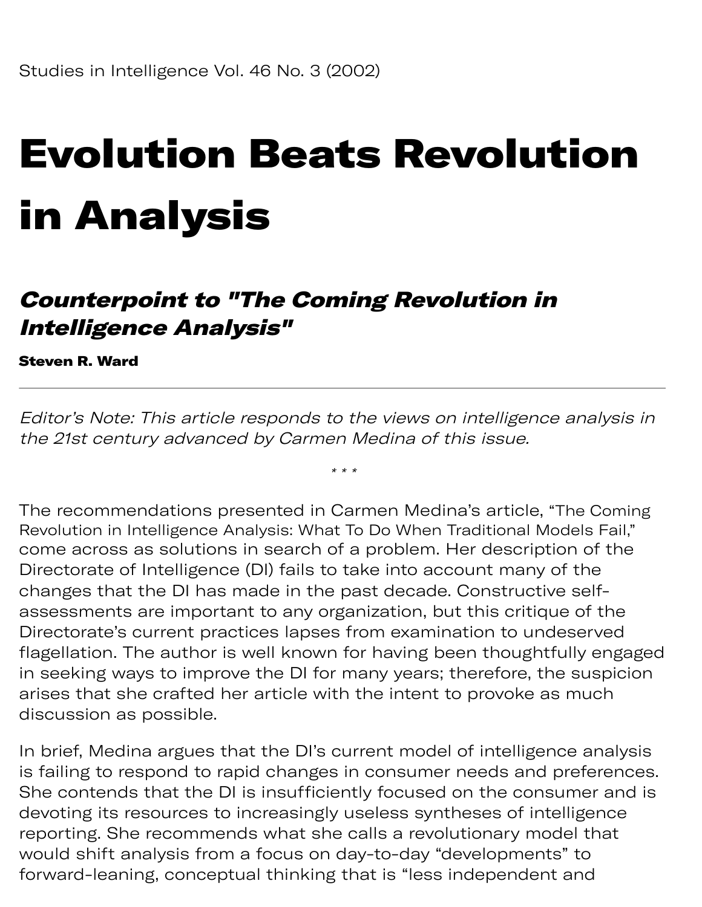Studies in Intelligence Vol. 46 No. 3 (2002)

# Evolution Beats Revolution in Analysis

## *Counterpoint to "The Coming Revolution in Intelligence Analysis"*

**Steven R. Ward**

---

*Editor's Note: This article responds to the views on intelligence analysis in the 21st century advanced by Carmen Medina of this issue.*

\* \* \*

The recommendations presented in Carmen Medina's article, "The Coming Revolution in Intelligence Analysis: What To Do When Traditional Models Fail," come across as solutions in search of a problem. Her description of the Directorate of Intelligence (DI) fails to take into account many of the changes that the DI has made in the past decade. Constructive self-assessments are important to any organization, but this critique of the Directorate's current practices lapses from examination to undeserved flagellation. The author is well known for having been thoughtfully engaged in seeking ways to improve the DI for many years; therefore, the suspicion arises that she crafted her article with the intent to provoke as much discussion as possible.

In brief, Medina argues that the DI's current model of intelligence analysis is failing to respond to rapid changes in consumer needs and preferences. She contends that the DI is insufficiently focused on the consumer and is devoting its resources to increasingly useless syntheses of intelligence reporting. She recommends what she calls a revolutionary model that would shift analysis from a focus on day-to-day "developments" to forward-leaning, conceptual thinking that is "less independent and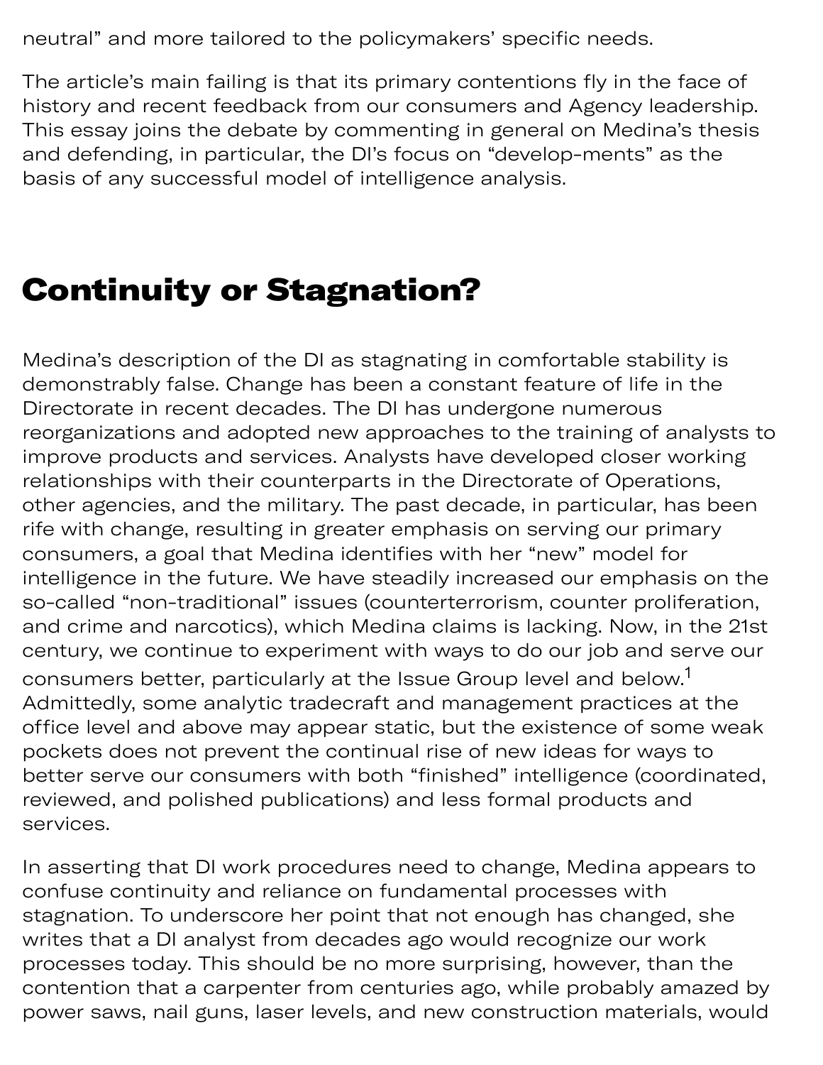neutral" and more tailored to the policymakers' specific needs.

The article's main failing is that its primary contentions fly in the face of history and recent feedback from our consumers and Agency leadership. This essay joins the debate by commenting in general on Medina's thesis and defending, in particular, the DI's focus on "develop-ments" as the basis of any successful model of intelligence analysis.

## Continuity or Stagnation?

Medina's description of the DI as stagnating in comfortable stability is demonstrably false. Change has been a constant feature of life in the Directorate in recent decades. The DI has undergone numerous reorganizations and adopted new approaches to the training of analysts to improve products and services. Analysts have developed closer working relationships with their counterparts in the Directorate of Operations, other agencies, and the military. The past decade, in particular, has been rife with change, resulting in greater emphasis on serving our primary consumers, a goal that Medina identifies with her "new" model for intelligence in the future. We have steadily increased our emphasis on the so-called "non-traditional" issues (counterterrorism, counter proliferation, and crime and narcotics), which Medina claims is lacking. Now, in the 21st century, we continue to experiment with ways to do our job and serve our consumers better, particularly at the Issue Group level and below.[1] Admittedly, some analytic tradecraft and management practices at the office level and above may appear static, but the existence of some weak pockets does not prevent the continual rise of new ideas for ways to better serve our consumers with both "finished" intelligence (coordinated, reviewed, and polished publications) and less formal products and services.

In asserting that DI work procedures need to change, Medina appears to confuse continuity and reliance on fundamental processes with stagnation. To underscore her point that not enough has changed, she writes that a DI analyst from decades ago would recognize our work processes today. This should be no more surprising, however, than the contention that a carpenter from centuries ago, while probably amazed by power saws, nail guns, laser levels, and new construction materials, would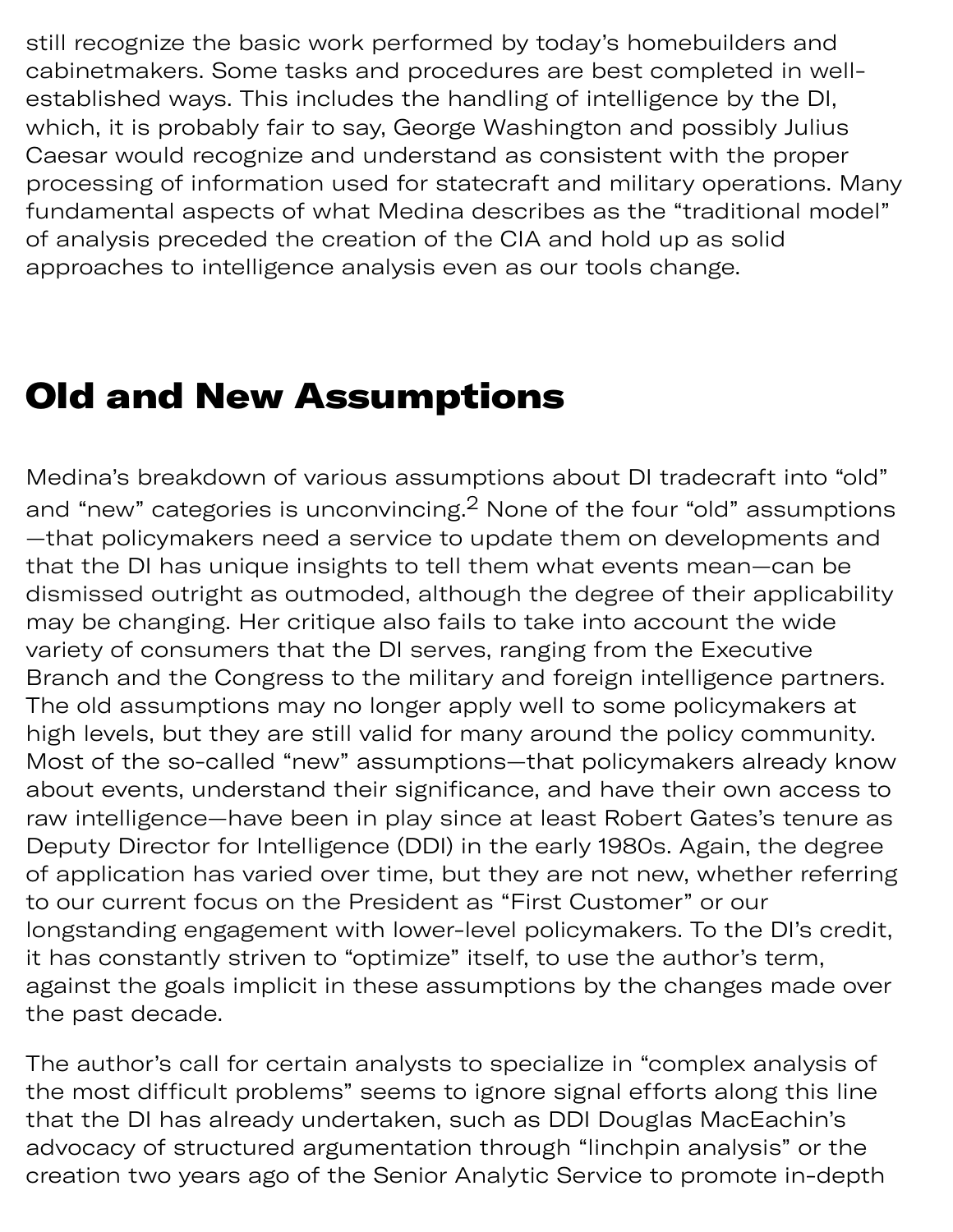still recognize the basic work performed by today's homebuilders and cabinetmakers. Some tasks and procedures are best completed in well-established ways. This includes the handling of intelligence by the DI, which, it is probably fair to say, George Washington and possibly Julius Caesar would recognize and understand as consistent with the proper processing of information used for statecraft and military operations. Many fundamental aspects of what Medina describes as the "traditional model" of analysis preceded the creation of the CIA and hold up as solid approaches to intelligence analysis even as our tools change.

## Old and New Assumptions

Medina's breakdown of various assumptions about DI tradecraft into "old" and "new" categories is unconvincing.[2] None of the four "old" assumptions—that policymakers need a service to update them on developments and that the DI has unique insights to tell them what events mean—can be dismissed outright as outmoded, although the degree of their applicability may be changing. Her critique also fails to take into account the wide variety of consumers that the DI serves, ranging from the Executive Branch and the Congress to the military and foreign intelligence partners. The old assumptions may no longer apply well to some policymakers at high levels, but they are still valid for many around the policy community. Most of the so-called "new" assumptions—that policymakers already know about events, understand their significance, and have their own access to raw intelligence—have been in play since at least Robert Gates's tenure as Deputy Director for Intelligence (DDI) in the early 1980s. Again, the degree of application has varied over time, but they are not new, whether referring to our current focus on the President as "First Customer" or our longstanding engagement with lower-level policymakers. To the DI's credit, it has constantly striven to "optimize" itself, to use the author's term, against the goals implicit in these assumptions by the changes made over the past decade.

The author's call for certain analysts to specialize in "complex analysis of the most difficult problems" seems to ignore signal efforts along this line that the DI has already undertaken, such as DDI Douglas MacEachin's advocacy of structured argumentation through "linchpin analysis" or the creation two years ago of the Senior Analytic Service to promote in-depth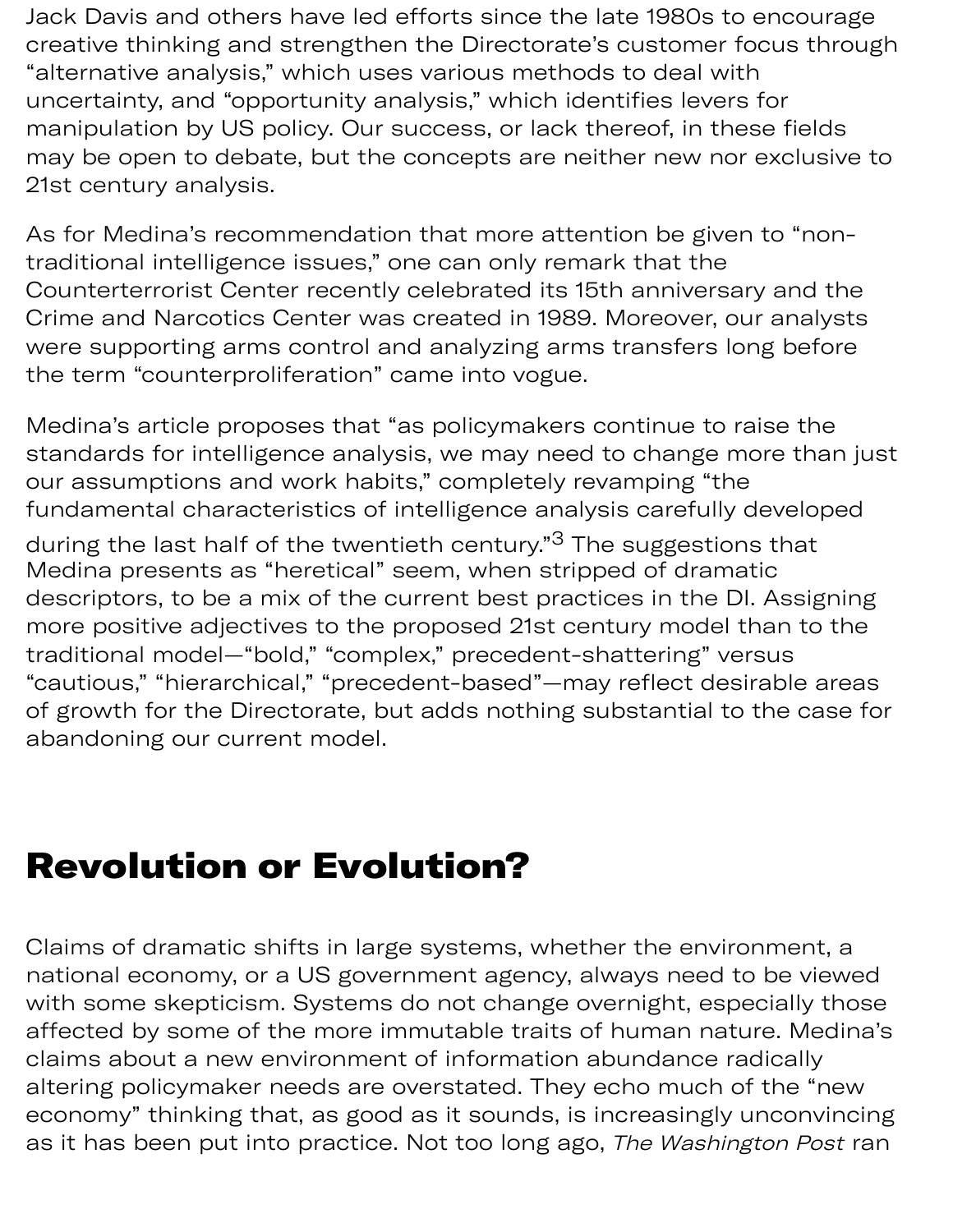Jack Davis and others have led efforts since the late 1980s to encourage creative thinking and strengthen the Directorate's customer focus through "alternative analysis," which uses various methods to deal with uncertainty, and "opportunity analysis," which identifies levers for manipulation by US policy. Our success, or lack thereof, in these fields may be open to debate, but the concepts are neither new nor exclusive to 21st century analysis.

As for Medina's recommendation that more attention be given to "non-traditional intelligence issues," one can only remark that the Counterterrorist Center recently celebrated its 15th anniversary and the Crime and Narcotics Center was created in 1989. Moreover, our analysts were supporting arms control and analyzing arms transfers long before the term "counterproliferation" came into vogue.

Medina's article proposes that "as policymakers continue to raise the standards for intelligence analysis, we may need to change more than just our assumptions and work habits," completely revamping "the fundamental characteristics of intelligence analysis carefully developed during the last half of the twentieth century."[3] The suggestions that Medina presents as "heretical" seem, when stripped of dramatic descriptors, to be a mix of the current best practices in the DI. Assigning more positive adjectives to the proposed 21st century model than to the traditional model—"bold," "complex," precedent-shattering" versus "cautious," "hierarchical," "precedent-based"—may reflect desirable areas of growth for the Directorate, but adds nothing substantial to the case for abandoning our current model.

## Revolution or Evolution?

Claims of dramatic shifts in large systems, whether the environment, a national economy, or a US government agency, always need to be viewed with some skepticism. Systems do not change overnight, especially those affected by some of the more immutable traits of human nature. Medina's claims about a new environment of information abundance radically altering policymaker needs are overstated. They echo much of the "new economy" thinking that, as good as it sounds, is increasingly unconvincing as it has been put into practice. Not too long ago, *The Washington Post* ran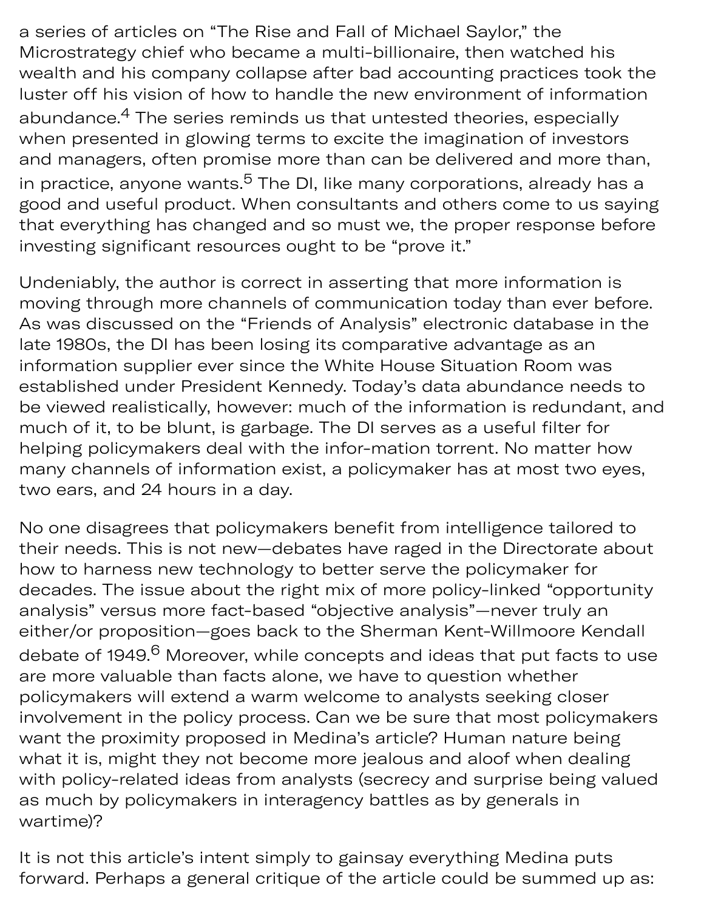a series of articles on "The Rise and Fall of Michael Saylor," the Microstrategy chief who became a multi-billionaire, then watched his wealth and his company collapse after bad accounting practices took the luster off his vision of how to handle the new environment of information abundance.[4] The series reminds us that untested theories, especially when presented in glowing terms to excite the imagination of investors and managers, often promise more than can be delivered and more than, in practice, anyone wants.[5] The DI, like many corporations, already has a good and useful product. When consultants and others come to us saying that everything has changed and so must we, the proper response before investing significant resources ought to be "prove it."

Undeniably, the author is correct in asserting that more information is moving through more channels of communication today than ever before. As was discussed on the "Friends of Analysis" electronic database in the late 1980s, the DI has been losing its comparative advantage as an information supplier ever since the White House Situation Room was established under President Kennedy. Today's data abundance needs to be viewed realistically, however: much of the information is redundant, and much of it, to be blunt, is garbage. The DI serves as a useful filter for helping policymakers deal with the infor-mation torrent. No matter how many channels of information exist, a policymaker has at most two eyes, two ears, and 24 hours in a day.

No one disagrees that policymakers benefit from intelligence tailored to their needs. This is not new—debates have raged in the Directorate about how to harness new technology to better serve the policymaker for decades. The issue about the right mix of more policy-linked "opportunity analysis" versus more fact-based "objective analysis"—never truly an either/or proposition—goes back to the Sherman Kent-Willmoore Kendall debate of 1949.[6] Moreover, while concepts and ideas that put facts to use are more valuable than facts alone, we have to question whether policymakers will extend a warm welcome to analysts seeking closer involvement in the policy process. Can we be sure that most policymakers want the proximity proposed in Medina's article? Human nature being what it is, might they not become more jealous and aloof when dealing with policy-related ideas from analysts (secrecy and surprise being valued as much by policymakers in interagency battles as by generals in wartime)?

It is not this article's intent simply to gainsay everything Medina puts forward. Perhaps a general critique of the article could be summed up as: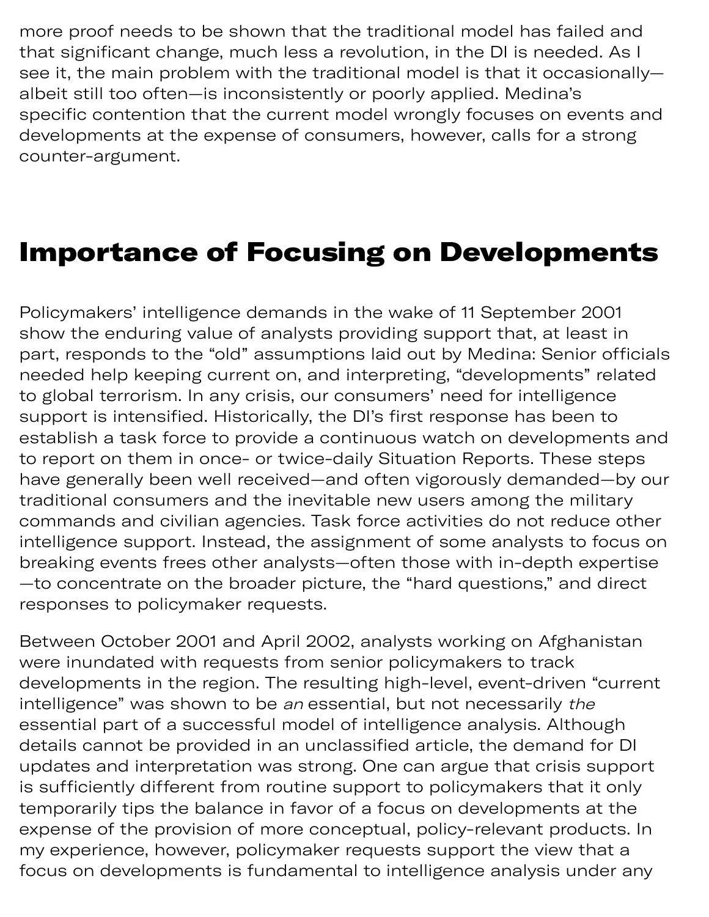more proof needs to be shown that the traditional model has failed and that significant change, much less a revolution, in the DI is needed. As I see it, the main problem with the traditional model is that it occasionally—albeit still too often—is inconsistently or poorly applied. Medina's specific contention that the current model wrongly focuses on events and developments at the expense of consumers, however, calls for a strong counter-argument.

## Importance of Focusing on Developments

Policymakers' intelligence demands in the wake of 11 September 2001 show the enduring value of analysts providing support that, at least in part, responds to the "old" assumptions laid out by Medina: Senior officials needed help keeping current on, and interpreting, "developments" related to global terrorism. In any crisis, our consumers' need for intelligence support is intensified. Historically, the DI's first response has been to establish a task force to provide a continuous watch on developments and to report on them in once- or twice-daily Situation Reports. These steps have generally been well received—and often vigorously demanded—by our traditional consumers and the inevitable new users among the military commands and civilian agencies. Task force activities do not reduce other intelligence support. Instead, the assignment of some analysts to focus on breaking events frees other analysts—often those with in-depth expertise—to concentrate on the broader picture, the "hard questions," and direct responses to policymaker requests.

Between October 2001 and April 2002, analysts working on Afghanistan were inundated with requests from senior policymakers to track developments in the region. The resulting high-level, event-driven "current intelligence" was shown to be *an* essential, but not necessarily *the* essential part of a successful model of intelligence analysis. Although details cannot be provided in an unclassified article, the demand for DI updates and interpretation was strong. One can argue that crisis support is sufficiently different from routine support to policymakers that it only temporarily tips the balance in favor of a focus on developments at the expense of the provision of more conceptual, policy-relevant products. In my experience, however, policymaker requests support the view that a focus on developments is fundamental to intelligence analysis under any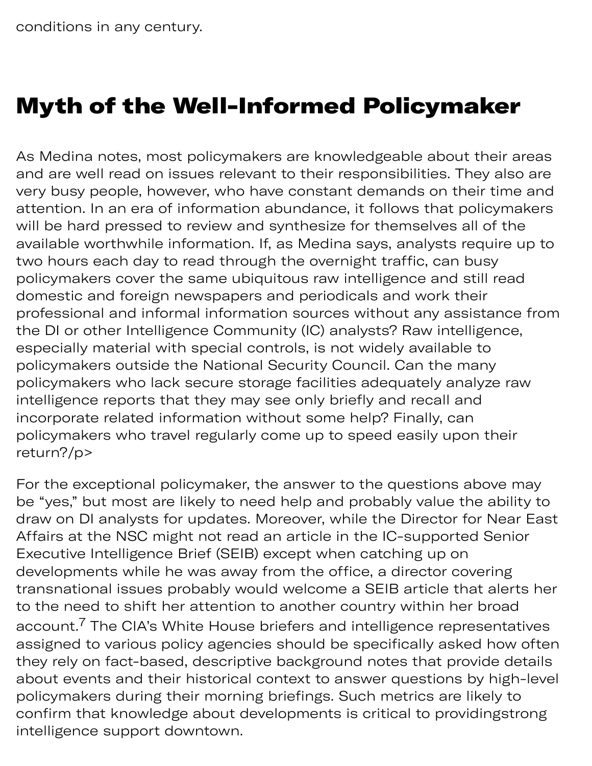conditions in any century.

## Myth of the Well-Informed Policymaker

As Medina notes, most policymakers are knowledgeable about their areas and are well read on issues relevant to their responsibilities. They also are very busy people, however, who have constant demands on their time and attention. In an era of information abundance, it follows that policymakers will be hard pressed to review and synthesize for themselves all of the available worthwhile information. If, as Medina says, analysts require up to two hours each day to read through the overnight traffic, can busy policymakers cover the same ubiquitous raw intelligence and still read domestic and foreign newspapers and periodicals and work their professional and informal information sources without any assistance from the DI or other Intelligence Community (IC) analysts? Raw intelligence, especially material with special controls, is not widely available to policymakers outside the National Security Council. Can the many policymakers who lack secure storage facilities adequately analyze raw intelligence reports that they may see only briefly and recall and incorporate related information without some help? Finally, can policymakers who travel regularly come up to speed easily upon their return?/p>

For the exceptional policymaker, the answer to the questions above may be "yes," but most are likely to need help and probably value the ability to draw on DI analysts for updates. Moreover, while the Director for Near East Affairs at the NSC might not read an article in the IC-supported Senior Executive Intelligence Brief (SEIB) except when catching up on developments while he was away from the office, a director covering transnational issues probably would welcome a SEIB article that alerts her to the need to shift her attention to another country within her broad account.[7] The CIA's White House briefers and intelligence representatives assigned to various policy agencies should be specifically asked how often they rely on fact-based, descriptive background notes that provide details about events and their historical context to answer questions by high-level policymakers during their morning briefings. Such metrics are likely to confirm that knowledge about developments is critical to providingstrong intelligence support downtown.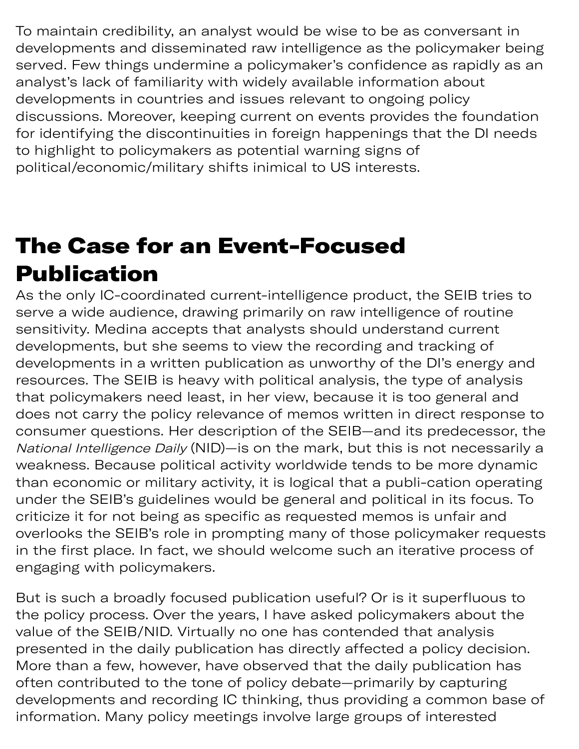To maintain credibility, an analyst would be wise to be as conversant in developments and disseminated raw intelligence as the policymaker being served. Few things undermine a policymaker's confidence as rapidly as an analyst's lack of familiarity with widely available information about developments in countries and issues relevant to ongoing policy discussions. Moreover, keeping current on events provides the foundation for identifying the discontinuities in foreign happenings that the DI needs to highlight to policymakers as potential warning signs of political/economic/military shifts inimical to US interests.

## The Case for an Event-Focused Publication

As the only IC-coordinated current-intelligence product, the SEIB tries to serve a wide audience, drawing primarily on raw intelligence of routine sensitivity. Medina accepts that analysts should understand current developments, but she seems to view the recording and tracking of developments in a written publication as unworthy of the DI's energy and resources. The SEIB is heavy with political analysis, the type of analysis that policymakers need least, in her view, because it is too general and does not carry the policy relevance of memos written in direct response to consumer questions. Her description of the SEIB—and its predecessor, the *National Intelligence Daily* (NID)—is on the mark, but this is not necessarily a weakness. Because political activity worldwide tends to be more dynamic than economic or military activity, it is logical that a publi-cation operating under the SEIB's guidelines would be general and political in its focus. To criticize it for not being as specific as requested memos is unfair and overlooks the SEIB's role in prompting many of those policymaker requests in the first place. In fact, we should welcome such an iterative process of engaging with policymakers.

But is such a broadly focused publication useful? Or is it superfluous to the policy process. Over the years, I have asked policymakers about the value of the SEIB/NID. Virtually no one has contended that analysis presented in the daily publication has directly affected a policy decision. More than a few, however, have observed that the daily publication has often contributed to the tone of policy debate—primarily by capturing developments and recording IC thinking, thus providing a common base of information. Many policy meetings involve large groups of interested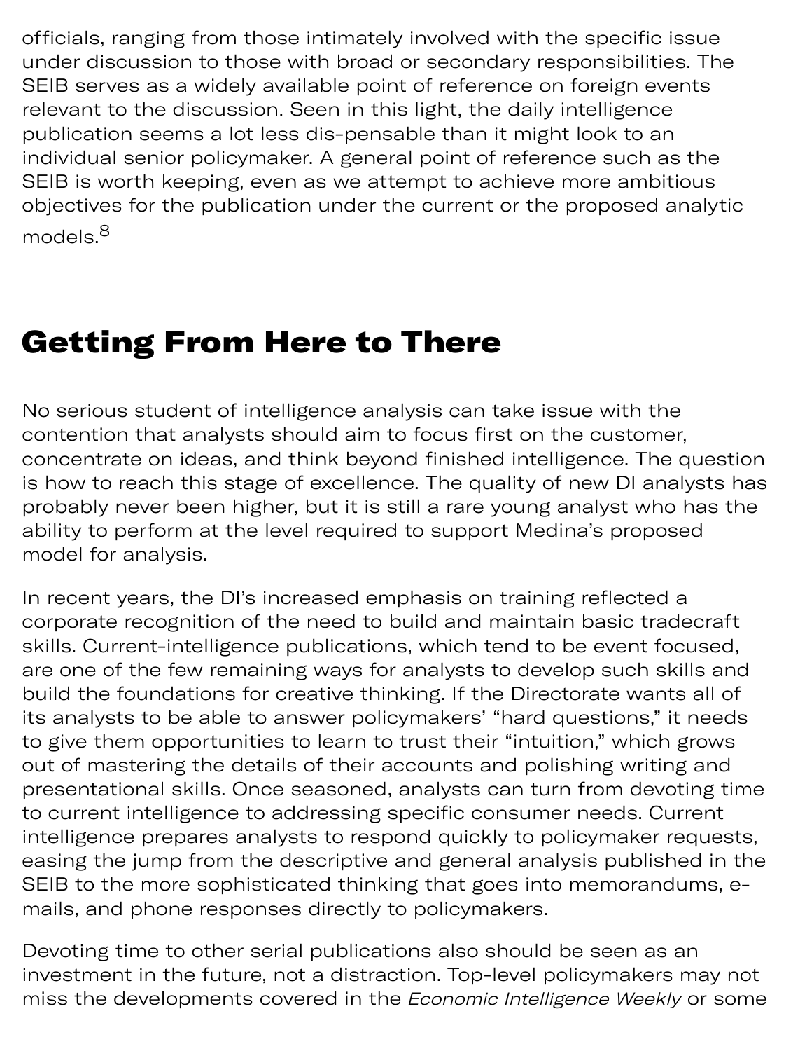officials, ranging from those intimately involved with the specific issue under discussion to those with broad or secondary responsibilities. The SEIB serves as a widely available point of reference on foreign events relevant to the discussion. Seen in this light, the daily intelligence publication seems a lot less dis-pensable than it might look to an individual senior policymaker. A general point of reference such as the SEIB is worth keeping, even as we attempt to achieve more ambitious objectives for the publication under the current or the proposed analytic models.[8]

## Getting From Here to There

No serious student of intelligence analysis can take issue with the contention that analysts should aim to focus first on the customer, concentrate on ideas, and think beyond finished intelligence. The question is how to reach this stage of excellence. The quality of new DI analysts has probably never been higher, but it is still a rare young analyst who has the ability to perform at the level required to support Medina's proposed model for analysis.

In recent years, the DI's increased emphasis on training reflected a corporate recognition of the need to build and maintain basic tradecraft skills. Current-intelligence publications, which tend to be event focused, are one of the few remaining ways for analysts to develop such skills and build the foundations for creative thinking. If the Directorate wants all of its analysts to be able to answer policymakers' "hard questions," it needs to give them opportunities to learn to trust their "intuition," which grows out of mastering the details of their accounts and polishing writing and presentational skills. Once seasoned, analysts can turn from devoting time to current intelligence to addressing specific consumer needs. Current intelligence prepares analysts to respond quickly to policymaker requests, easing the jump from the descriptive and general analysis published in the SEIB to the more sophisticated thinking that goes into memorandums, e-mails, and phone responses directly to policymakers.

Devoting time to other serial publications also should be seen as an investment in the future, not a distraction. Top-level policymakers may not miss the developments covered in the *Economic Intelligence Weekly* or some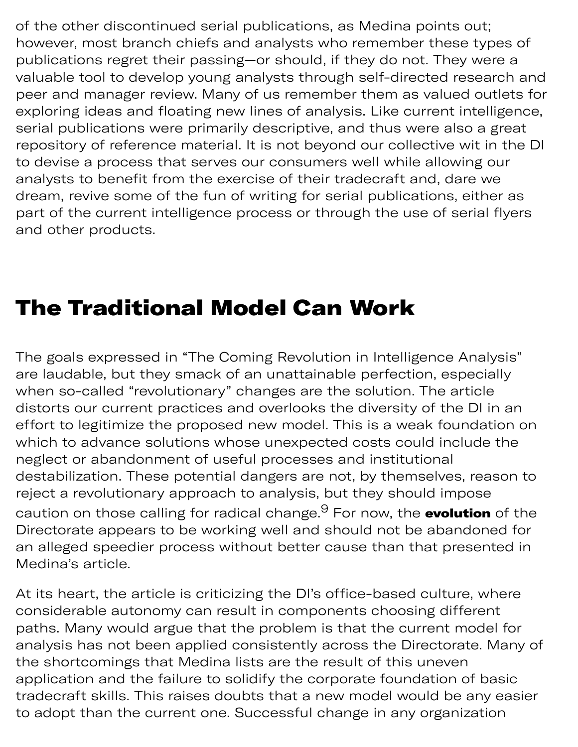of the other discontinued serial publications, as Medina points out; however, most branch chiefs and analysts who remember these types of publications regret their passing—or should, if they do not. They were a valuable tool to develop young analysts through self-directed research and peer and manager review. Many of us remember them as valued outlets for exploring ideas and floating new lines of analysis. Like current intelligence, serial publications were primarily descriptive, and thus were also a great repository of reference material. It is not beyond our collective wit in the DI to devise a process that serves our consumers well while allowing our analysts to benefit from the exercise of their tradecraft and, dare we dream, revive some of the fun of writing for serial publications, either as part of the current intelligence process or through the use of serial flyers and other products.

## The Traditional Model Can Work

The goals expressed in "The Coming Revolution in Intelligence Analysis" are laudable, but they smack of an unattainable perfection, especially when so-called "revolutionary" changes are the solution. The article distorts our current practices and overlooks the diversity of the DI in an effort to legitimize the proposed new model. This is a weak foundation on which to advance solutions whose unexpected costs could include the neglect or abandonment of useful processes and institutional destabilization. These potential dangers are not, by themselves, reason to reject a revolutionary approach to analysis, but they should impose caution on those calling for radical change.[9] For now, the **evolution** of the Directorate appears to be working well and should not be abandoned for an alleged speedier process without better cause than that presented in Medina's article.

At its heart, the article is criticizing the DI's office-based culture, where considerable autonomy can result in components choosing different paths. Many would argue that the problem is that the current model for analysis has not been applied consistently across the Directorate. Many of the shortcomings that Medina lists are the result of this uneven application and the failure to solidify the corporate foundation of basic tradecraft skills. This raises doubts that a new model would be any easier to adopt than the current one. Successful change in any organization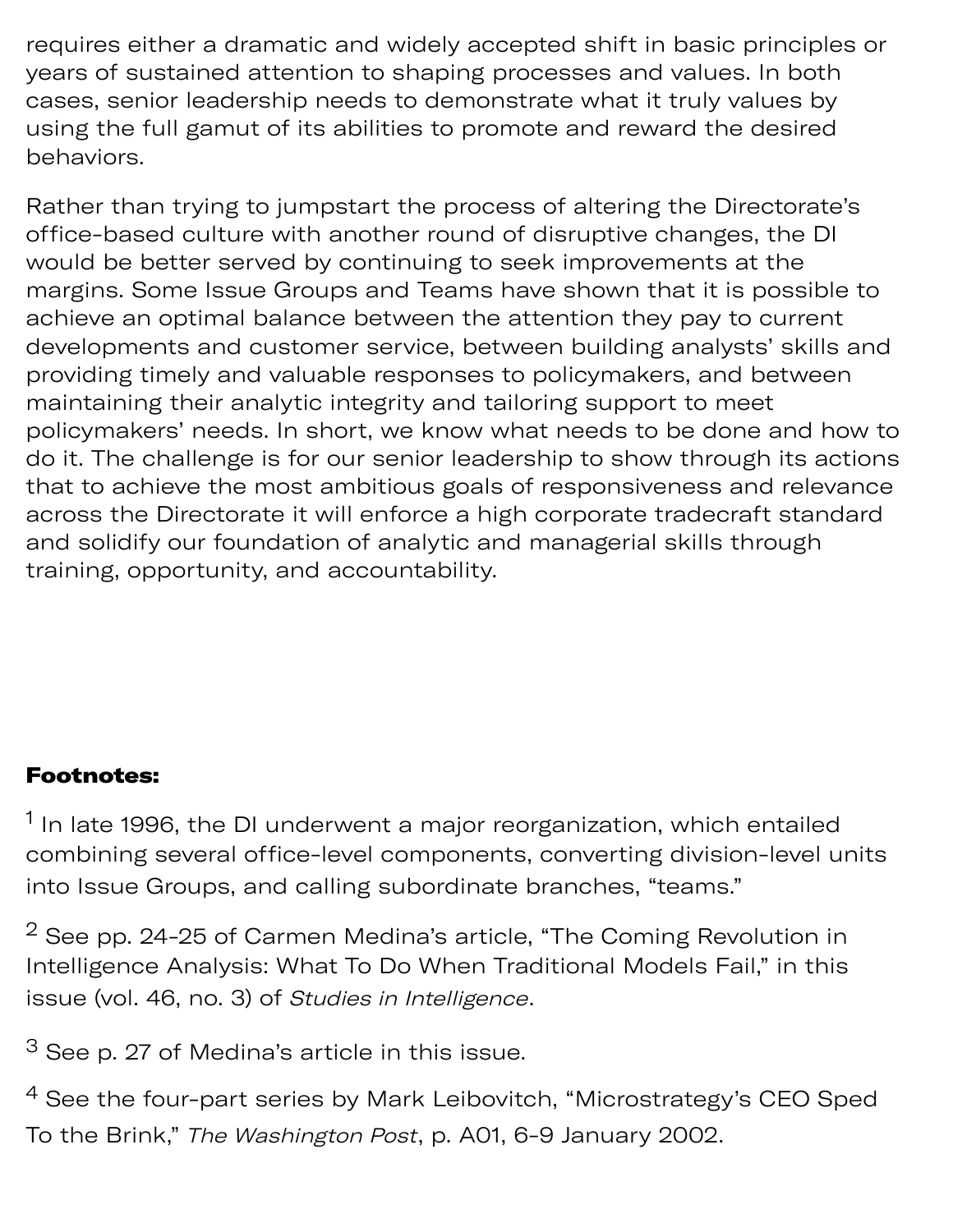requires either a dramatic and widely accepted shift in basic principles or years of sustained attention to shaping processes and values. In both cases, senior leadership needs to demonstrate what it truly values by using the full gamut of its abilities to promote and reward the desired behaviors.

Rather than trying to jumpstart the process of altering the Directorate's office-based culture with another round of disruptive changes, the DI would be better served by continuing to seek improvements at the margins. Some Issue Groups and Teams have shown that it is possible to achieve an optimal balance between the attention they pay to current developments and customer service, between building analysts' skills and providing timely and valuable responses to policymakers, and between maintaining their analytic integrity and tailoring support to meet policymakers' needs. In short, we know what needs to be done and how to do it. The challenge is for our senior leadership to show through its actions that to achieve the most ambitious goals of responsiveness and relevance across the Directorate it will enforce a high corporate tradecraft standard and solidify our foundation of analytic and managerial skills through training, opportunity, and accountability.

**Footnotes:**

[1] In late 1996, the DI underwent a major reorganization, which entailed combining several office-level components, converting division-level units into Issue Groups, and calling subordinate branches, "teams."

[2] See pp. 24-25 of Carmen Medina's article, "The Coming Revolution in Intelligence Analysis: What To Do When Traditional Models Fail," in this issue (vol. 46, no. 3) of *Studies in Intelligence*.

[3] See p. 27 of Medina's article in this issue.

[4] See the four-part series by Mark Leibovitch, "Microstrategy's CEO Sped To the Brink," *The Washington Post*, p. A01, 6-9 January 2002.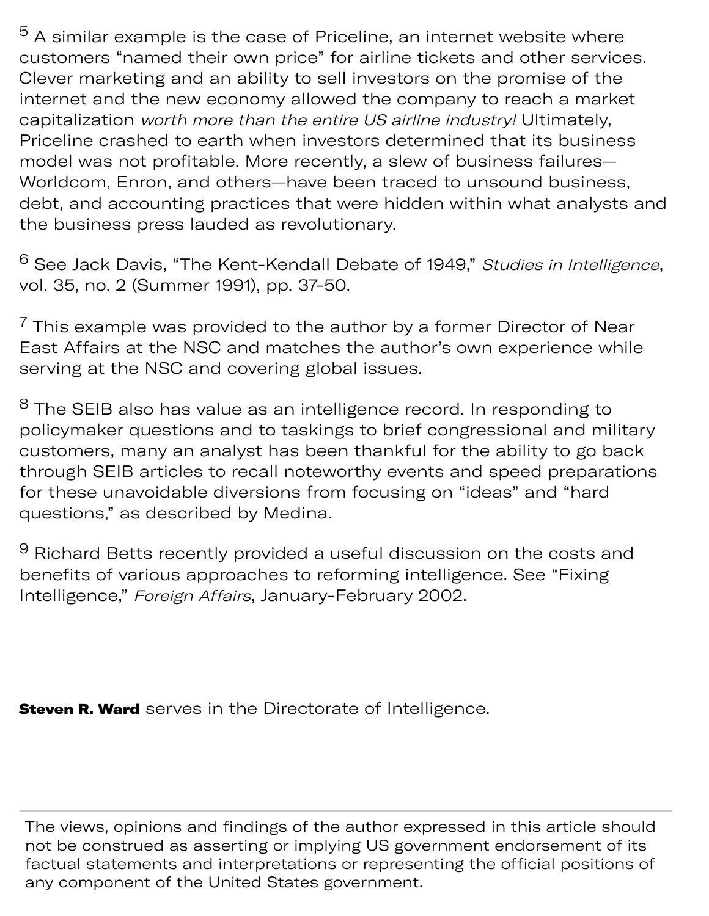[5] A similar example is the case of Priceline, an internet website where customers “named their own price” for airline tickets and other services. Clever marketing and an ability to sell investors on the promise of the internet and the new economy allowed the company to reach a market capitalization *worth more than the entire US airline industry!* Ultimately, Priceline crashed to earth when investors determined that its business model was not profitable. More recently, a slew of business failures—Worldcom, Enron, and others—have been traced to unsound business, debt, and accounting practices that were hidden within what analysts and the business press lauded as revolutionary.

[6] See Jack Davis, “The Kent-Kendall Debate of 1949,” *Studies in Intelligence*, vol. 35, no. 2 (Summer 1991), pp. 37-50.

[7] This example was provided to the author by a former Director of Near East Affairs at the NSC and matches the author’s own experience while serving at the NSC and covering global issues.

[8] The SEIB also has value as an intelligence record. In responding to policymaker questions and to taskings to brief congressional and military customers, many an analyst has been thankful for the ability to go back through SEIB articles to recall noteworthy events and speed preparations for these unavoidable diversions from focusing on “ideas” and “hard questions,” as described by Medina.

[9] Richard Betts recently provided a useful discussion on the costs and benefits of various approaches to reforming intelligence. See “Fixing Intelligence,” *Foreign Affairs*, January-February 2002.

**Steven R. Ward** serves in the Directorate of Intelligence.

---

The views, opinions and findings of the author expressed in this article should not be construed as asserting or implying US government endorsement of its factual statements and interpretations or representing the official positions of any component of the United States government.